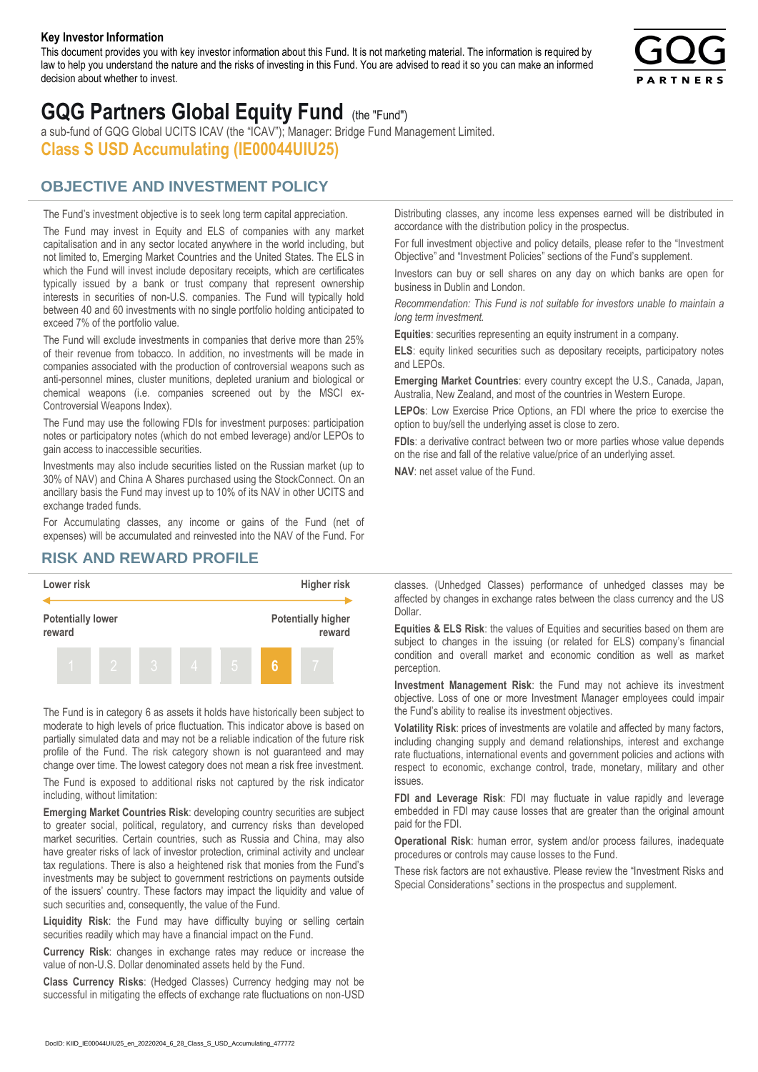**Key Investor Information**

This document provides you with key investor information about this Fund. It is not marketing material. The information is required by law to help you understand the nature and the risks of investing in this Fund. You are advised to read it so you can make an informed decision about whether to invest.

GQG PARTNERS

# GQG Partners Global Equity Fund (the "Fund")

a sub-fund of GQG Global UCITS ICAV (the "ICAV"); Manager: Bridge Fund Management Limited.

## Class S USD Accumulating (IE00044UIU25)

## OBJECTIVE AND INVESTMENT POLICY

The Fund's investment objective is to seek long term capital appreciation.

The Fund may invest in Equity and ELS of companies with any market capitalisation and in any sector located anywhere in the world including, but not limited to, Emerging Market Countries and the United States. The ELS in which the Fund will invest include depositary receipts, which are certificates typically issued by a bank or trust company that represent ownership interests in securities of non-U.S. companies. The Fund will typically hold between 40 and 60 investments with no single portfolio holding anticipated to exceed 7% of the portfolio value.

The Fund will exclude investments in companies that derive more than 25% of their revenue from tobacco. In addition, no investments will be made in companies associated with the production of controversial weapons such as anti-personnel mines, cluster munitions, depleted uranium and biological or chemical weapons (i.e. companies screened out by the MSCI ex-Controversial Weapons Index).

The Fund may use the following FDIs for investment purposes: participation notes or participatory notes (which do not embed leverage) and/or LEPOs to gain access to inaccessible securities.

Investments may also include securities listed on the Russian market (up to 30% of NAV) and China A Shares purchased using the StockConnect. On an ancillary basis the Fund may invest up to 10% of its NAV in other UCITS and exchange traded funds.

For Accumulating classes, any income or gains of the Fund (net of expenses) will be accumulated and reinvested into the NAV of the Fund. For Distributing classes, any income less expenses earned will be distributed in accordance with the distribution policy in the prospectus.

For full investment objective and policy details, please refer to the "Investment Objective" and "Investment Policies" sections of the Fund's supplement.

Investors can buy or sell shares on any day on which banks are open for business in Dublin and London.

*Recommendation: This Fund is not suitable for investors unable to maintain a long term investment.*

**Equities**: securities representing an equity instrument in a company.

**ELS**: equity linked securities such as depositary receipts, participatory notes and LEPOs.

**Emerging Market Countries**: every country except the U.S., Canada, Japan, Australia, New Zealand, and most of the countries in Western Europe.

**LEPOs**: Low Exercise Price Options, an FDI where the price to exercise the option to buy/sell the underlying asset is close to zero.

**FDIs**: a derivative contract between two or more parties whose value depends on the rise and fall of the relative value/price of an underlying asset.

**NAV**: net asset value of the Fund.

## RISK AND REWARD PROFILE

Lower risk — Higher risk

Potentially lower reward — Potentially higher reward

1 2 3 4 5 **6** 7

The Fund is in category 6 as assets it holds have historically been subject to moderate to high levels of price fluctuation. This indicator above is based on partially simulated data and may not be a reliable indication of the future risk profile of the Fund. The risk category shown is not guaranteed and may change over time. The lowest category does not mean a risk free investment.

The Fund is exposed to additional risks not captured by the risk indicator including, without limitation:

**Emerging Market Countries Risk**: developing country securities are subject to greater social, political, regulatory, and currency risks than developed market securities. Certain countries, such as Russia and China, may also have greater risks of lack of investor protection, criminal activity and unclear tax regulations. There is also a heightened risk that monies from the Fund's investments may be subject to government restrictions on payments outside of the issuers' country. These factors may impact the liquidity and value of such securities and, consequently, the value of the Fund.

**Liquidity Risk**: the Fund may have difficulty buying or selling certain securities readily which may have a financial impact on the Fund.

**Currency Risk**: changes in exchange rates may reduce or increase the value of non-U.S. Dollar denominated assets held by the Fund.

**Class Currency Risks**: (Hedged Classes) Currency hedging may not be successful in mitigating the effects of exchange rate fluctuations on non-USD classes. (Unhedged Classes) performance of unhedged classes may be affected by changes in exchange rates between the class currency and the US Dollar.

**Equities & ELS Risk**: the values of Equities and securities based on them are subject to changes in the issuing (or related for ELS) company's financial condition and overall market and economic condition as well as market perception.

**Investment Management Risk**: the Fund may not achieve its investment objective. Loss of one or more Investment Manager employees could impair the Fund's ability to realise its investment objectives.

**Volatility Risk**: prices of investments are volatile and affected by many factors, including changing supply and demand relationships, interest and exchange rate fluctuations, international events and government policies and actions with respect to economic, exchange control, trade, monetary, military and other issues.

**FDI and Leverage Risk**: FDI may fluctuate in value rapidly and leverage embedded in FDI may cause losses that are greater than the original amount paid for the FDI.

**Operational Risk**: human error, system and/or process failures, inadequate procedures or controls may cause losses to the Fund.

These risk factors are not exhaustive. Please review the "Investment Risks and Special Considerations" sections in the prospectus and supplement.

DocID: KIID_IE00044UIU25_en_20220204_6_28_Class_S_USD_Accumulating_477772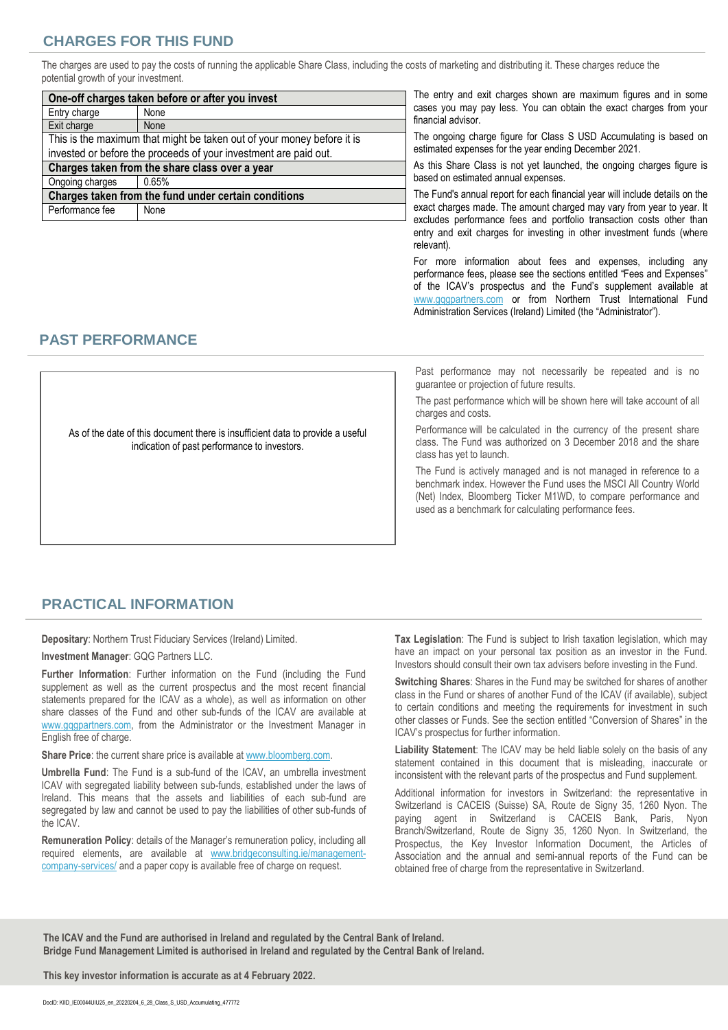## CHARGES FOR THIS FUND

The charges are used to pay the costs of running the applicable Share Class, including the costs of marketing and distributing it. These charges reduce the potential growth of your investment.

| One-off charges taken before or after you invest | |
|---|---|
| Entry charge | None |
| Exit charge | None |
| This is the maximum that might be taken out of your money before it is invested or before the proceeds of your investment are paid out. | |
| **Charges taken from the share class over a year** | |
| Ongoing charges | 0.65% |
| **Charges taken from the fund under certain conditions** | |
| Performance fee | None |

The entry and exit charges shown are maximum figures and in some cases you may pay less. You can obtain the exact charges from your financial advisor.

The ongoing charge figure for Class S USD Accumulating is based on estimated expenses for the year ending December 2021.

As this Share Class is not yet launched, the ongoing charges figure is based on estimated annual expenses.

The Fund's annual report for each financial year will include details on the exact charges made. The amount charged may vary from year to year. It excludes performance fees and portfolio transaction costs other than entry and exit charges for investing in other investment funds (where relevant).

For more information about fees and expenses, including any performance fees, please see the sections entitled "Fees and Expenses" of the ICAV's prospectus and the Fund's supplement available at www.gqgpartners.com or from Northern Trust International Fund Administration Services (Ireland) Limited (the "Administrator").

## PAST PERFORMANCE

As of the date of this document there is insufficient data to provide a useful indication of past performance to investors.

Past performance may not necessarily be repeated and is no guarantee or projection of future results.

The past performance which will be shown here will take account of all charges and costs.

Performance will be calculated in the currency of the present share class. The Fund was authorized on 3 December 2018 and the share class has yet to launch.

The Fund is actively managed and is not managed in reference to a benchmark index. However the Fund uses the MSCI All Country World (Net) Index, Bloomberg Ticker M1WD, to compare performance and used as a benchmark for calculating performance fees.

## PRACTICAL INFORMATION

**Depositary**: Northern Trust Fiduciary Services (Ireland) Limited.

**Investment Manager**: GQG Partners LLC.

**Further Information**: Further information on the Fund (including the Fund supplement as well as the current prospectus and the most recent financial statements prepared for the ICAV as a whole), as well as information on other share classes of the Fund and other sub-funds of the ICAV are available at www.gqgpartners.com, from the Administrator or the Investment Manager in English free of charge.

**Share Price**: the current share price is available at www.bloomberg.com.

**Umbrella Fund**: The Fund is a sub-fund of the ICAV, an umbrella investment ICAV with segregated liability between sub-funds, established under the laws of Ireland. This means that the assets and liabilities of each sub-fund are segregated by law and cannot be used to pay the liabilities of other sub-funds of the ICAV.

**Remuneration Policy**: details of the Manager's remuneration policy, including all required elements, are available at www.bridgeconsulting.ie/management-company-services/ and a paper copy is available free of charge on request.

**Tax Legislation**: The Fund is subject to Irish taxation legislation, which may have an impact on your personal tax position as an investor in the Fund. Investors should consult their own tax advisers before investing in the Fund.

**Switching Shares**: Shares in the Fund may be switched for shares of another class in the Fund or shares of another Fund of the ICAV (if available), subject to certain conditions and meeting the requirements for investment in such other classes or Funds. See the section entitled "Conversion of Shares" in the ICAV's prospectus for further information.

**Liability Statement**: The ICAV may be held liable solely on the basis of any statement contained in this document that is misleading, inaccurate or inconsistent with the relevant parts of the prospectus and Fund supplement.

Additional information for investors in Switzerland: the representative in Switzerland is CACEIS (Suisse) SA, Route de Signy 35, 1260 Nyon. The paying agent in Switzerland is CACEIS Bank, Paris, Nyon Branch/Switzerland, Route de Signy 35, 1260 Nyon. In Switzerland, the Prospectus, the Key Investor Information Document, the Articles of Association and the annual and semi-annual reports of the Fund can be obtained free of charge from the representative in Switzerland.

**The ICAV and the Fund are authorised in Ireland and regulated by the Central Bank of Ireland.**
**Bridge Fund Management Limited is authorised in Ireland and regulated by the Central Bank of Ireland.**

**This key investor information is accurate as at 4 February 2022.**

DocID: KIID_IE00044UIU25_en_20220204_6_28_Class_S_USD_Accumulating_477772